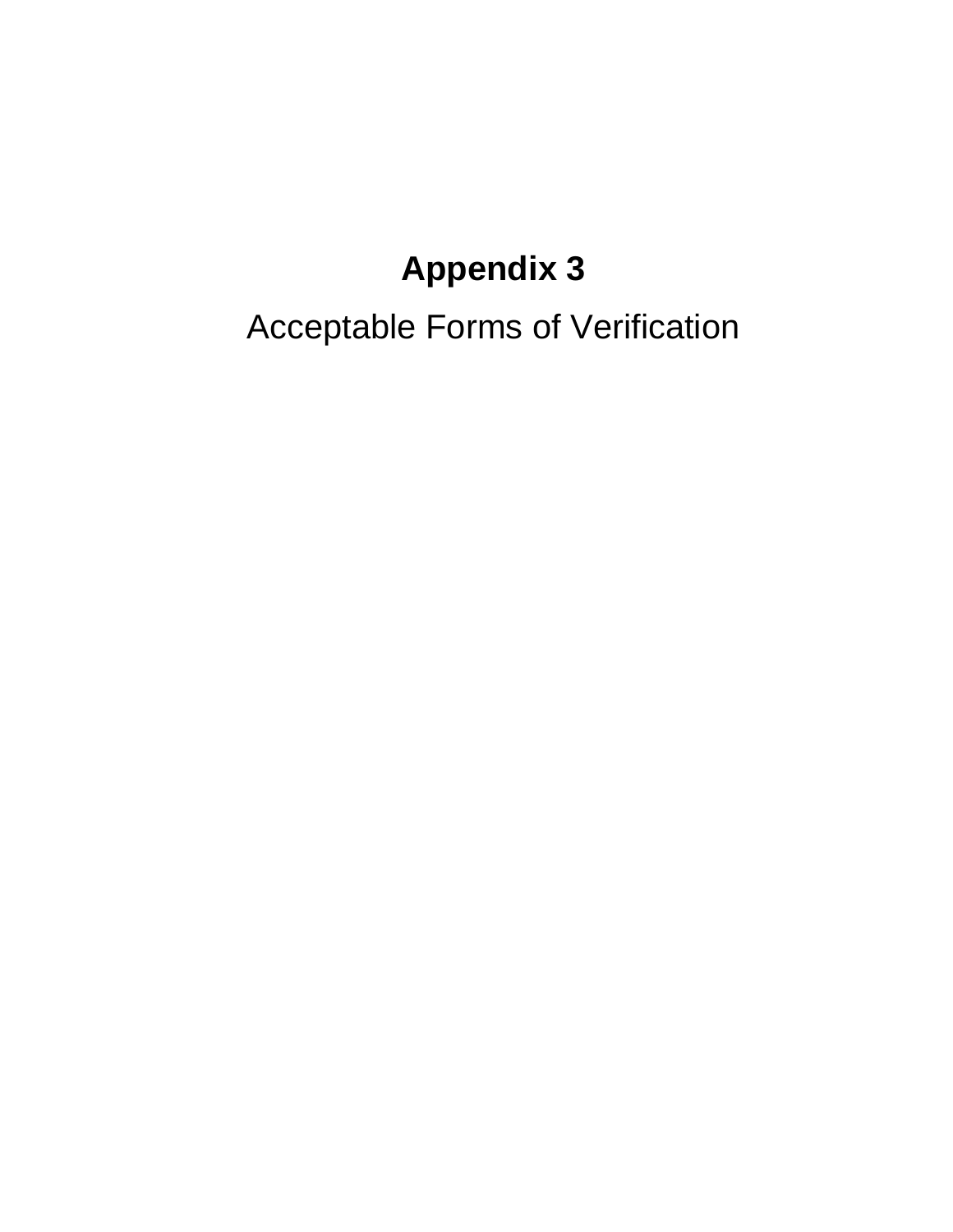# Appendix 3

Acceptable Forms of Verification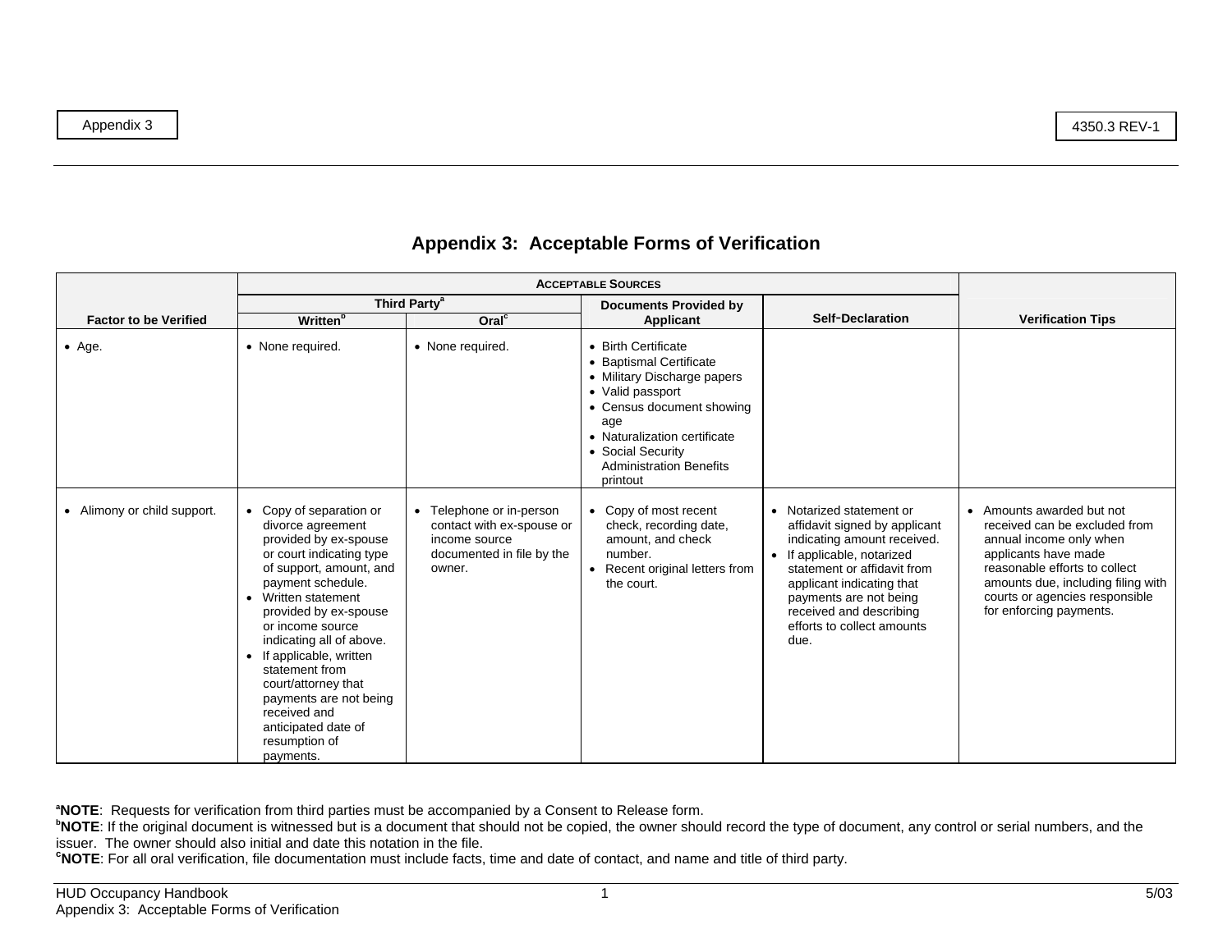# Appendix 3: Acceptable Forms of Verification

| Factor to be Verified | Acceptable Sources | | | | Verification Tips |
|---|---|---|---|---|---|
| | Third Party[a] | | Documents Provided by Applicant | Self-Declaration | |
| | Written[b] | Oral[c] | | | |
| • Age. | • None required. | • None required. | • Birth Certificate<br>• Baptismal Certificate<br>• Military Discharge papers<br>• Valid passport<br>• Census document showing age<br>• Naturalization certificate<br>• Social Security Administration Benefits printout | | |
| • Alimony or child support. | • Copy of separation or divorce agreement provided by ex-spouse or court indicating type of support, amount, and payment schedule.<br>• Written statement provided by ex-spouse or income source indicating all of above.<br>• If applicable, written statement from court/attorney that payments are not being received and anticipated date of resumption of payments. | • Telephone or in-person contact with ex-spouse or income source documented in file by the owner. | • Copy of most recent check, recording date, amount, and check number.<br>• Recent original letters from the court. | • Notarized statement or affidavit signed by applicant indicating amount received.<br>• If applicable, notarized statement or affidavit from applicant indicating that payments are not being received and describing efforts to collect amounts due. | • Amounts awarded but not received can be excluded from annual income only when applicants have made reasonable efforts to collect amounts due, including filing with courts or agencies responsible for enforcing payments. |

[a]**NOTE**: Requests for verification from third parties must be accompanied by a Consent to Release form.
[b]**NOTE**: If the original document is witnessed but is a document that should not be copied, the owner should record the type of document, any control or serial numbers, and the issuer. The owner should also initial and date this notation in the file.
[c]**NOTE**: For all oral verification, file documentation must include facts, time and date of contact, and name and title of third party.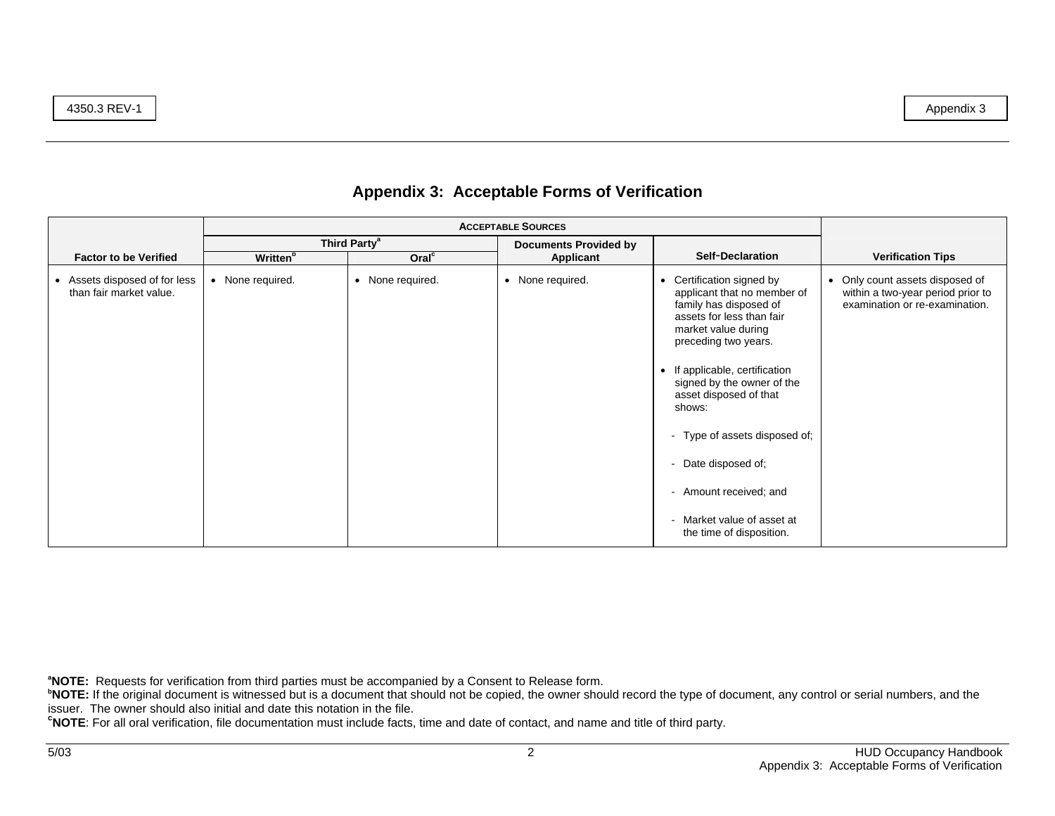## Appendix 3: Acceptable Forms of Verification

| Factor to be Verified | Acceptable Sources | | | | Verification Tips |
|---|---|---|---|---|---|
| | Third Party[a] | | Documents Provided by Applicant | Self-Declaration | |
| | Written[b] | Oral[c] | | | |
| • Assets disposed of for less than fair market value. | • None required. | • None required. | • None required. | • Certification signed by applicant that no member of family has disposed of assets for less than fair market value during preceding two years.<br><br>• If applicable, certification signed by the owner of the asset disposed of that shows:<br>- Type of assets disposed of;<br>- Date disposed of;<br>- Amount received; and<br>- Market value of asset at the time of disposition. | • Only count assets disposed of within a two-year period prior to examination or re-examination. |

[a]**NOTE:** Requests for verification from third parties must be accompanied by a Consent to Release form.
[b]**NOTE:** If the original document is witnessed but is a document that should not be copied, the owner should record the type of document, any control or serial numbers, and the issuer. The owner should also initial and date this notation in the file.
[c]**NOTE**: For all oral verification, file documentation must include facts, time and date of contact, and name and title of third party.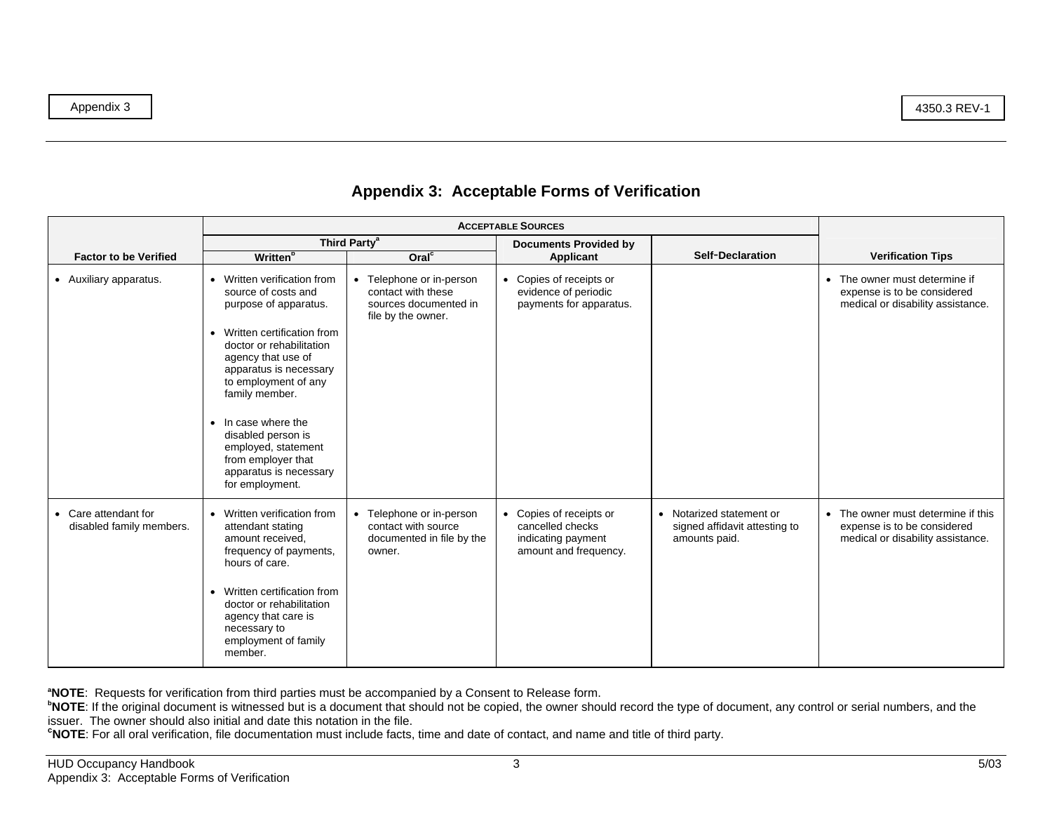## Appendix 3: Acceptable Forms of Verification

| Factor to be Verified | Acceptable Sources | | | | Verification Tips |
|---|---|---|---|---|---|
| | Third Party[a] | | Documents Provided by Applicant | Self-Declaration | |
| | Written[b] | Oral[c] | | | |
| • Auxiliary apparatus. | • Written verification from source of costs and purpose of apparatus.<br>• Written certification from doctor or rehabilitation agency that use of apparatus is necessary to employment of any family member.<br>• In case where the disabled person is employed, statement from employer that apparatus is necessary for employment. | • Telephone or in-person contact with these sources documented in file by the owner. | • Copies of receipts or evidence of periodic payments for apparatus. | | • The owner must determine if expense is to be considered medical or disability assistance. |
| • Care attendant for disabled family members. | • Written verification from attendant stating amount received, frequency of payments, hours of care.<br>• Written certification from doctor or rehabilitation agency that care is necessary to employment of family member. | • Telephone or in-person contact with source documented in file by the owner. | • Copies of receipts or cancelled checks indicating payment amount and frequency. | • Notarized statement or signed affidavit attesting to amounts paid. | • The owner must determine if this expense is to be considered medical or disability assistance. |

[a]**NOTE**: Requests for verification from third parties must be accompanied by a Consent to Release form.
[b]**NOTE**: If the original document is witnessed but is a document that should not be copied, the owner should record the type of document, any control or serial numbers, and the issuer. The owner should also initial and date this notation in the file.
[c]**NOTE**: For all oral verification, file documentation must include facts, time and date of contact, and name and title of third party.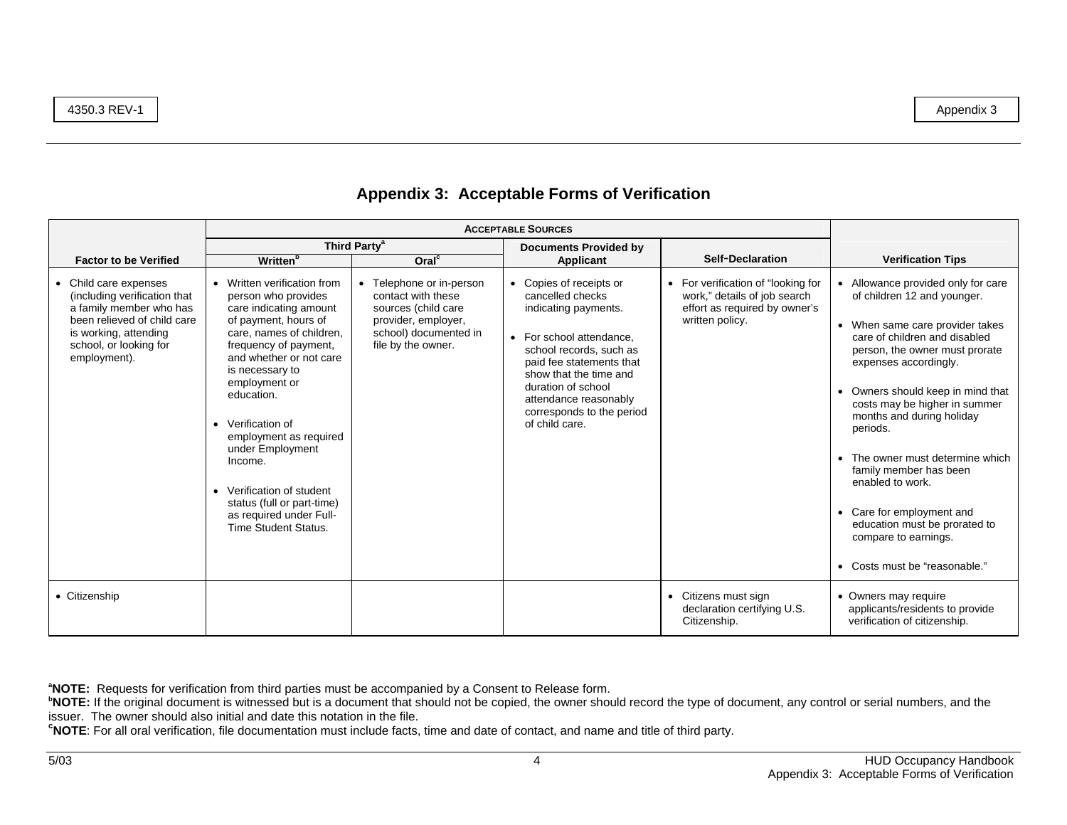# Appendix 3: Acceptable Forms of Verification

| Factor to be Verified | Acceptable Sources | | | | Verification Tips |
|---|---|---|---|---|---|
| | Third Party[a] | | Documents Provided by Applicant | Self-Declaration | |
| | Written[b] | Oral[c] | | | |
| • Child care expenses (including verification that a family member who has been relieved of child care is working, attending school, or looking for employment). | • Written verification from person who provides care indicating amount of payment, hours of care, names of children, frequency of payment, and whether or not care is necessary to employment or education.<br>• Verification of employment as required under Employment Income.<br>• Verification of student status (full or part-time) as required under Full-Time Student Status. | • Telephone or in-person contact with these sources (child care provider, employer, school) documented in file by the owner. | • Copies of receipts or cancelled checks indicating payments.<br>• For school attendance, school records, such as paid fee statements that show that the time and duration of school attendance reasonably corresponds to the period of child care. | • For verification of "looking for work," details of job search effort as required by owner's written policy. | • Allowance provided only for care of children 12 and younger.<br>• When same care provider takes care of children and disabled person, the owner must prorate expenses accordingly.<br>• Owners should keep in mind that costs may be higher in summer months and during holiday periods.<br>• The owner must determine which family member has been enabled to work.<br>• Care for employment and education must be prorated to compare to earnings.<br>• Costs must be "reasonable." |
| • Citizenship | | | | • Citizens must sign declaration certifying U.S. Citizenship. | • Owners may require applicants/residents to provide verification of citizenship. |

[a]**NOTE:** Requests for verification from third parties must be accompanied by a Consent to Release form.
[b]**NOTE:** If the original document is witnessed but is a document that should not be copied, the owner should record the type of document, any control or serial numbers, and the issuer. The owner should also initial and date this notation in the file.
[c]**NOTE**: For all oral verification, file documentation must include facts, time and date of contact, and name and title of third party.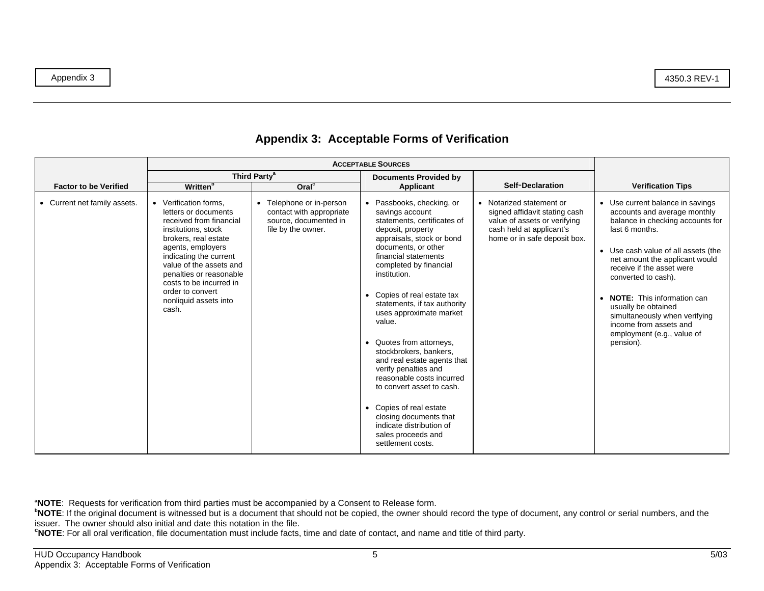# Appendix 3: Acceptable Forms of Verification

| Factor to be Verified | Acceptable Sources | | | | Verification Tips |
|---|---|---|---|---|---|
| | Third Party[a] | | Documents Provided by Applicant | Self-Declaration | |
| | Written[b] | Oral[c] | | | |
| • Current net family assets. | • Verification forms, letters or documents received from financial institutions, stock brokers, real estate agents, employers indicating the current value of the assets and penalties or reasonable costs to be incurred in order to convert nonliquid assets into cash. | • Telephone or in-person contact with appropriate source, documented in file by the owner. | • Passbooks, checking, or savings account statements, certificates of deposit, property appraisals, stock or bond documents, or other financial statements completed by financial institution. <br> • Copies of real estate tax statements, if tax authority uses approximate market value. <br> • Quotes from attorneys, stockbrokers, bankers, and real estate agents that verify penalties and reasonable costs incurred to convert asset to cash. <br> • Copies of real estate closing documents that indicate distribution of sales proceeds and settlement costs. | • Notarized statement or signed affidavit stating cash value of assets or verifying cash held at applicant's home or in safe deposit box. | • Use current balance in savings accounts and average monthly balance in checking accounts for last 6 months. <br> • Use cash value of all assets (the net amount the applicant would receive if the asset were converted to cash). <br> • **NOTE:** This information can usually be obtained simultaneously when verifying income from assets and employment (e.g., value of pension). |

[a]**NOTE**: Requests for verification from third parties must be accompanied by a Consent to Release form.
[b]**NOTE**: If the original document is witnessed but is a document that should not be copied, the owner should record the type of document, any control or serial numbers, and the issuer. The owner should also initial and date this notation in the file.
[c]**NOTE**: For all oral verification, file documentation must include facts, time and date of contact, and name and title of third party.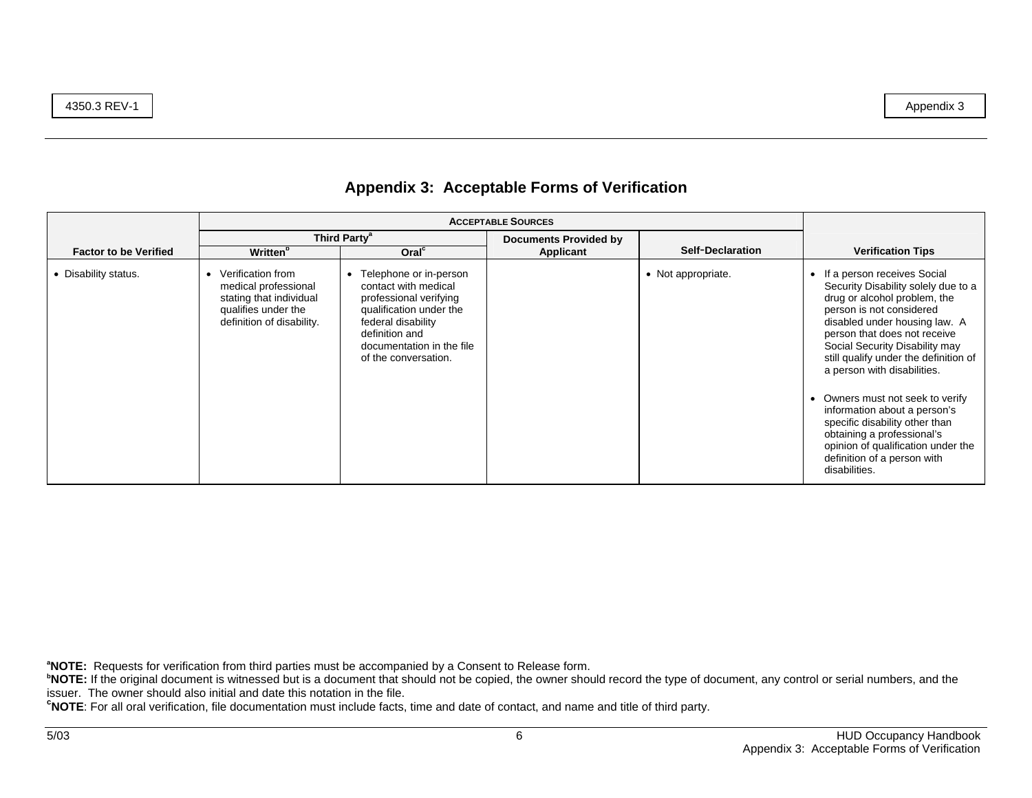# Appendix 3: Acceptable Forms of Verification

| Factor to be Verified | Acceptable Sources | | | | Verification Tips |
|---|---|---|---|---|---|
| | Third Party[a] | | Documents Provided by Applicant | Self-Declaration | |
| | Written[b] | Oral[c] | | | |
| • Disability status. | • Verification from medical professional stating that individual qualifies under the definition of disability. | • Telephone or in-person contact with medical professional verifying qualification under the federal disability definition and documentation in the file of the conversation. | | • Not appropriate. | • If a person receives Social Security Disability solely due to a drug or alcohol problem, the person is not considered disabled under housing law. A person that does not receive Social Security Disability may still qualify under the definition of a person with disabilities.<br><br>• Owners must not seek to verify information about a person's specific disability other than obtaining a professional's opinion of qualification under the definition of a person with disabilities. |

[a]**NOTE:** Requests for verification from third parties must be accompanied by a Consent to Release form.
[b]**NOTE:** If the original document is witnessed but is a document that should not be copied, the owner should record the type of document, any control or serial numbers, and the issuer. The owner should also initial and date this notation in the file.
[c]**NOTE**: For all oral verification, file documentation must include facts, time and date of contact, and name and title of third party.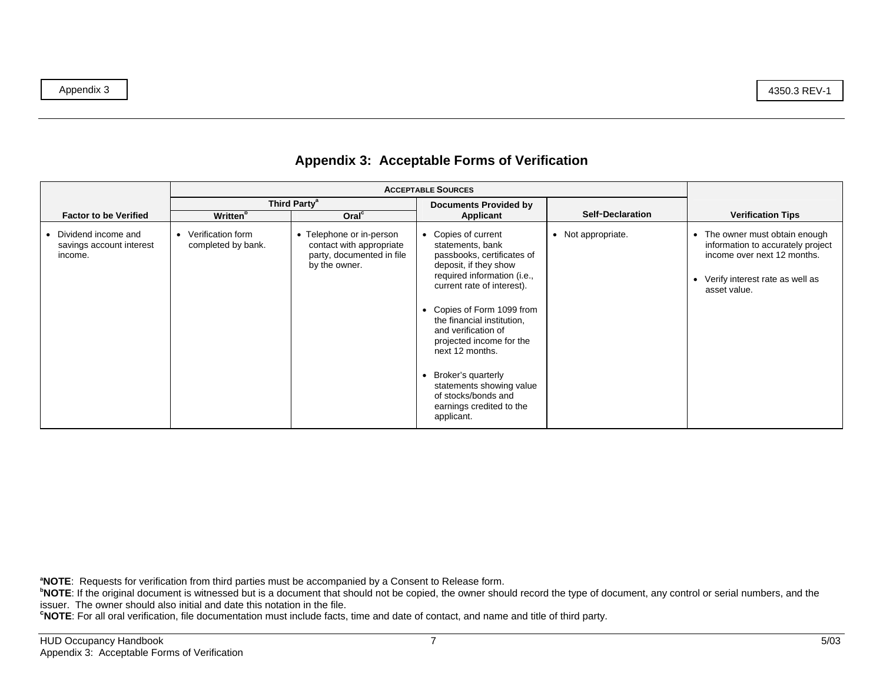# Appendix 3: Acceptable Forms of Verification

| Factor to be Verified | Acceptable Sources | | | | Verification Tips |
|---|---|---|---|---|---|
| | Third Party[a] | | Documents Provided by Applicant | Self-Declaration | |
| | Written[b] | Oral[c] | | | |
| • Dividend income and savings account interest income. | • Verification form completed by bank. | • Telephone or in-person contact with appropriate party, documented in file by the owner. | • Copies of current statements, bank passbooks, certificates of deposit, if they show required information (i.e., current rate of interest).<br><br>• Copies of Form 1099 from the financial institution, and verification of projected income for the next 12 months.<br><br>• Broker's quarterly statements showing value of stocks/bonds and earnings credited to the applicant. | • Not appropriate. | • The owner must obtain enough information to accurately project income over next 12 months.<br><br>• Verify interest rate as well as asset value. |

[a]**NOTE**: Requests for verification from third parties must be accompanied by a Consent to Release form.
[b]**NOTE**: If the original document is witnessed but is a document that should not be copied, the owner should record the type of document, any control or serial numbers, and the issuer. The owner should also initial and date this notation in the file.
[c]**NOTE**: For all oral verification, file documentation must include facts, time and date of contact, and name and title of third party.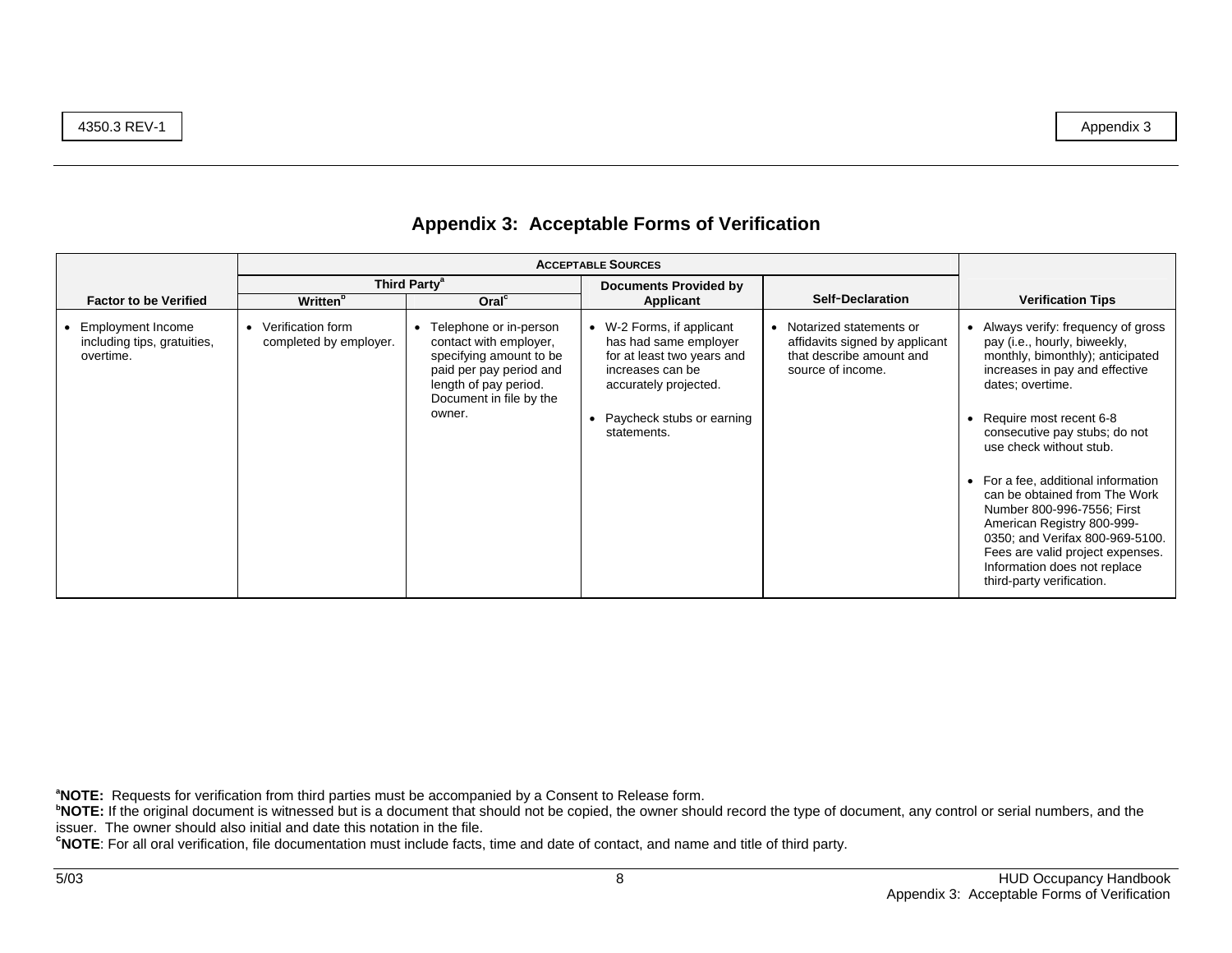# Appendix 3: Acceptable Forms of Verification

| Factor to be Verified | Acceptable Sources | | | | Verification Tips |
|---|---|---|---|---|---|
| | Third Party[a] | | Documents Provided by Applicant | Self-Declaration | |
| | Written[b] | Oral[c] | | | |
| • Employment Income including tips, gratuities, overtime. | • Verification form completed by employer. | • Telephone or in-person contact with employer, specifying amount to be paid per pay period and length of pay period. Document in file by the owner. | • W-2 Forms, if applicant has had same employer for at least two years and increases can be accurately projected.<br><br>• Paycheck stubs or earning statements. | • Notarized statements or affidavits signed by applicant that describe amount and source of income. | • Always verify: frequency of gross pay (i.e., hourly, biweekly, monthly, bimonthly); anticipated increases in pay and effective dates; overtime.<br><br>• Require most recent 6-8 consecutive pay stubs; do not use check without stub.<br><br>• For a fee, additional information can be obtained from The Work Number 800-996-7556; First American Registry 800-999-0350; and Verifax 800-969-5100. Fees are valid project expenses. Information does not replace third-party verification. |

[a]**NOTE:** Requests for verification from third parties must be accompanied by a Consent to Release form.
[b]**NOTE:** If the original document is witnessed but is a document that should not be copied, the owner should record the type of document, any control or serial numbers, and the issuer. The owner should also initial and date this notation in the file.
[c]**NOTE**: For all oral verification, file documentation must include facts, time and date of contact, and name and title of third party.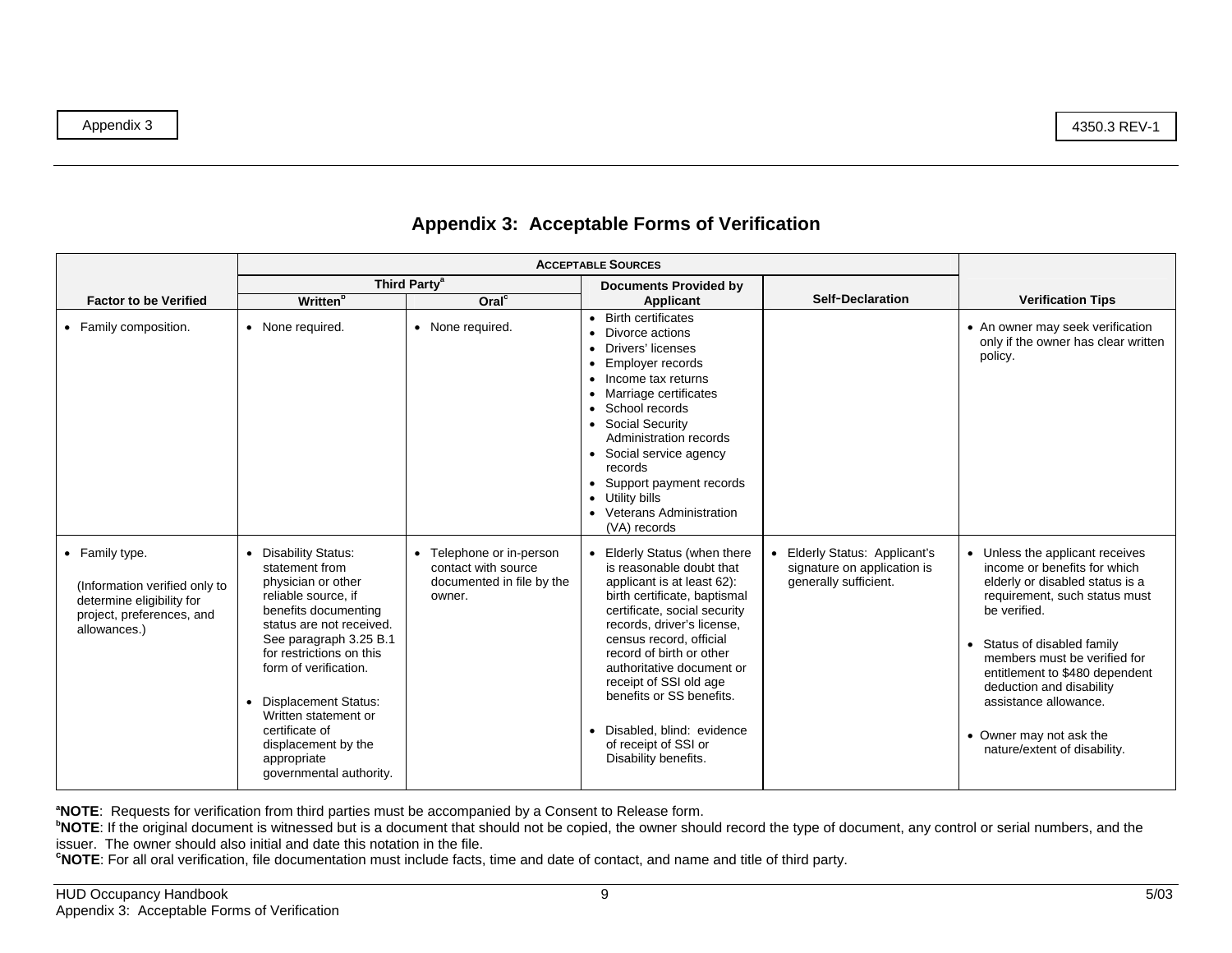# Appendix 3: Acceptable Forms of Verification

| Factor to be Verified | Acceptable Sources | | | | Verification Tips |
|---|---|---|---|---|---|
| | Third Party[a] | | Documents Provided by Applicant | Self-Declaration | |
| | Written[b] | Oral[c] | | | |
| • Family composition. | • None required. | • None required. | • Birth certificates<br>• Divorce actions<br>• Drivers' licenses<br>• Employer records<br>• Income tax returns<br>• Marriage certificates<br>• School records<br>• Social Security Administration records<br>• Social service agency records<br>• Support payment records<br>• Utility bills<br>• Veterans Administration (VA) records | | • An owner may seek verification only if the owner has clear written policy. |
| • Family type.<br><br>(Information verified only to determine eligibility for project, preferences, and allowances.) | • Disability Status: statement from physician or other reliable source, if benefits documenting status are not received. See paragraph 3.25 B.1 for restrictions on this form of verification.<br><br>• Displacement Status: Written statement or certificate of displacement by the appropriate governmental authority. | • Telephone or in-person contact with source documented in file by the owner. | • Elderly Status (when there is reasonable doubt that applicant is at least 62): birth certificate, baptismal certificate, social security records, driver's license, census record, official record of birth or other authoritative document or receipt of SSI old age benefits or SS benefits.<br><br>• Disabled, blind: evidence of receipt of SSI or Disability benefits. | • Elderly Status: Applicant's signature on application is generally sufficient. | • Unless the applicant receives income or benefits for which elderly or disabled status is a requirement, such status must be verified.<br><br>• Status of disabled family members must be verified for entitlement to $480 dependent deduction and disability assistance allowance.<br><br>• Owner may not ask the nature/extent of disability. |

[a]**NOTE**: Requests for verification from third parties must be accompanied by a Consent to Release form.
[b]**NOTE**: If the original document is witnessed but is a document that should not be copied, the owner should record the type of document, any control or serial numbers, and the issuer. The owner should also initial and date this notation in the file.
[c]**NOTE**: For all oral verification, file documentation must include facts, time and date of contact, and name and title of third party.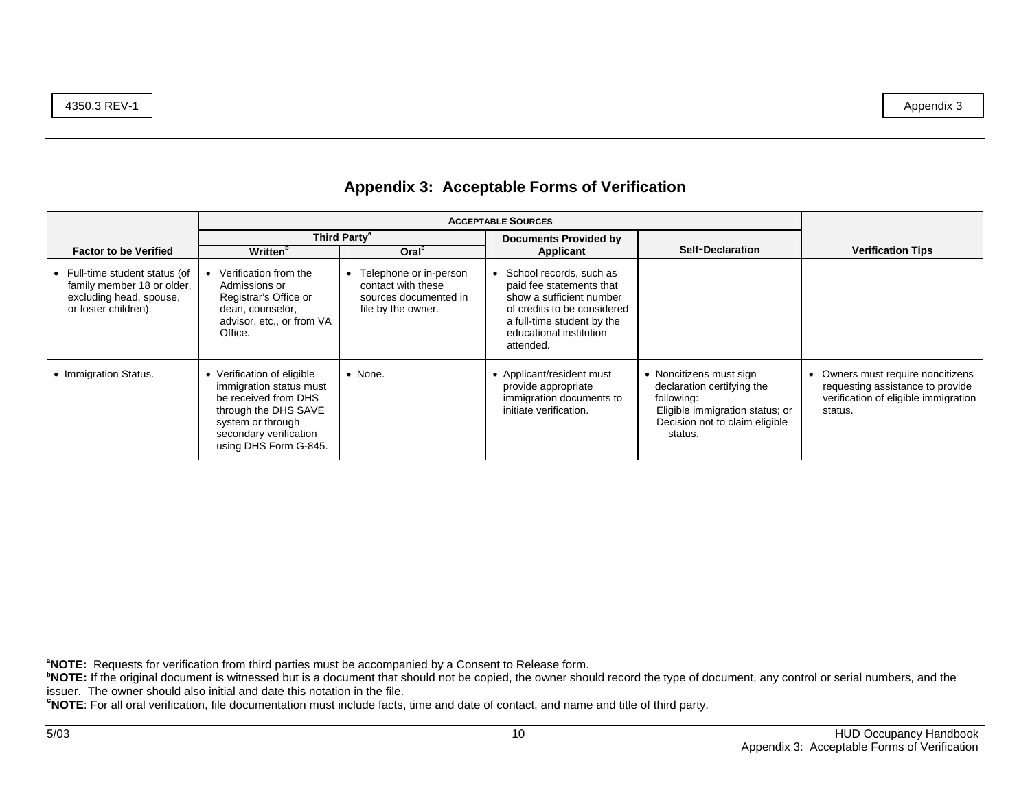# Appendix 3: Acceptable Forms of Verification

| Factor to be Verified | Acceptable Sources | | | | Verification Tips |
|---|---|---|---|---|---|
| | Third Party[a] | | Documents Provided by Applicant | Self-Declaration | |
| | Written[b] | Oral[c] | | | |
| • Full-time student status (of family member 18 or older, excluding head, spouse, or foster children). | • Verification from the Admissions or Registrar's Office or dean, counselor, advisor, etc., or from VA Office. | • Telephone or in-person contact with these sources documented in file by the owner. | • School records, such as paid fee statements that show a sufficient number of credits to be considered a full-time student by the educational institution attended. | | |
| • Immigration Status. | • Verification of eligible immigration status must be received from DHS through the DHS SAVE system or through secondary verification using DHS Form G-845. | • None. | • Applicant/resident must provide appropriate immigration documents to initiate verification. | • Noncitizens must sign declaration certifying the following: Eligible immigration status; or Decision not to claim eligible status. | • Owners must require noncitizens requesting assistance to provide verification of eligible immigration status. |

[a]**NOTE:** Requests for verification from third parties must be accompanied by a Consent to Release form.
[b]**NOTE:** If the original document is witnessed but is a document that should not be copied, the owner should record the type of document, any control or serial numbers, and the issuer. The owner should also initial and date this notation in the file.
[c]**NOTE**: For all oral verification, file documentation must include facts, time and date of contact, and name and title of third party.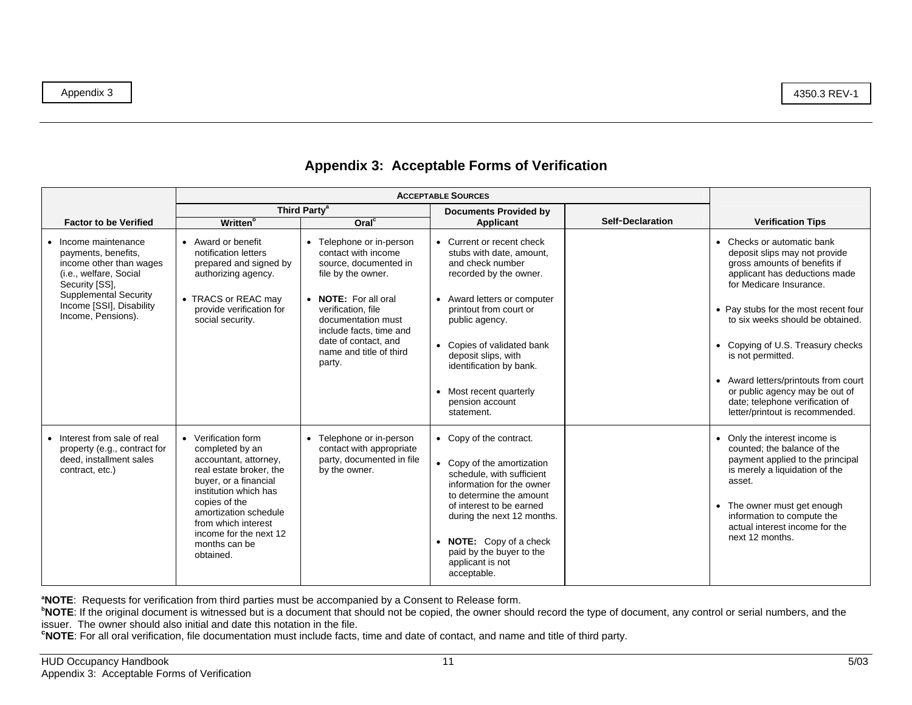# Appendix 3: Acceptable Forms of Verification

| Factor to be Verified | Acceptable Sources | | | | Verification Tips |
|---|---|---|---|---|---|
| | Third Party[a] | | Documents Provided by Applicant | Self-Declaration | |
| | Written[b] | Oral[c] | | | |
| • Income maintenance payments, benefits, income other than wages (i.e., welfare, Social Security [SS], Supplemental Security Income [SSI], Disability Income, Pensions). | • Award or benefit notification letters prepared and signed by authorizing agency.<br><br>• TRACS or REAC may provide verification for social security. | • Telephone or in-person contact with income source, documented in file by the owner.<br><br>• **NOTE:** For all oral verification, file documentation must include facts, time and date of contact, and name and title of third party. | • Current or recent check stubs with date, amount, and check number recorded by the owner.<br><br>• Award letters or computer printout from court or public agency.<br><br>• Copies of validated bank deposit slips, with identification by bank.<br><br>• Most recent quarterly pension account statement. | | • Checks or automatic bank deposit slips may not provide gross amounts of benefits if applicant has deductions made for Medicare Insurance.<br><br>• Pay stubs for the most recent four to six weeks should be obtained.<br><br>• Copying of U.S. Treasury checks is not permitted.<br><br>• Award letters/printouts from court or public agency may be out of date; telephone verification of letter/printout is recommended. |
| • Interest from sale of real property (e.g., contract for deed, installment sales contract, etc.) | • Verification form completed by an accountant, attorney, real estate broker, the buyer, or a financial institution which has copies of the amortization schedule from which interest income for the next 12 months can be obtained. | • Telephone or in-person contact with appropriate party, documented in file by the owner. | • Copy of the contract.<br><br>• Copy of the amortization schedule, with sufficient information for the owner to determine the amount of interest to be earned during the next 12 months.<br><br>• **NOTE:** Copy of a check paid by the buyer to the applicant is not acceptable. | | • Only the interest income is counted; the balance of the payment applied to the principal is merely a liquidation of the asset.<br><br>• The owner must get enough information to compute the actual interest income for the next 12 months. |

[a]**NOTE**: Requests for verification from third parties must be accompanied by a Consent to Release form.
[b]**NOTE**: If the original document is witnessed but is a document that should not be copied, the owner should record the type of document, any control or serial numbers, and the issuer. The owner should also initial and date this notation in the file.
[c]**NOTE**: For all oral verification, file documentation must include facts, time and date of contact, and name and title of third party.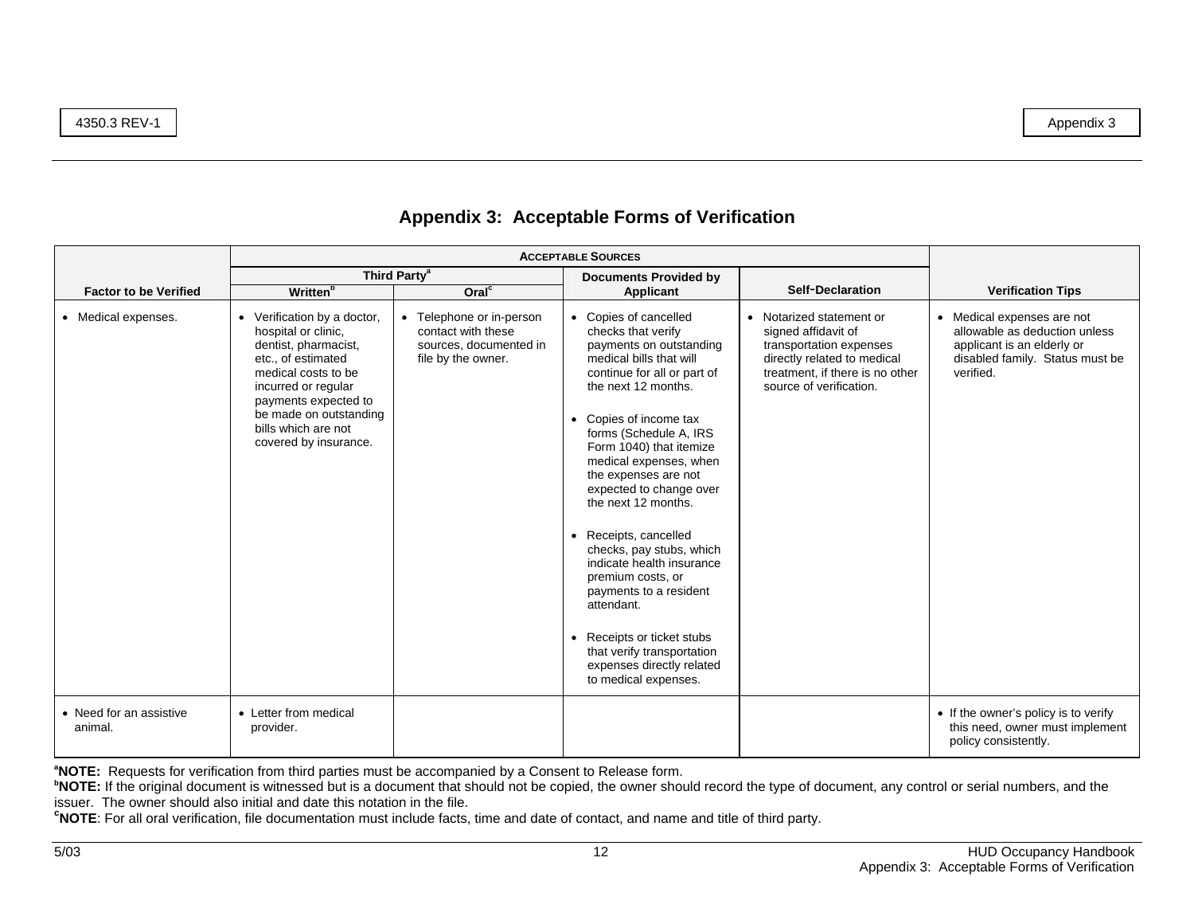# Appendix 3: Acceptable Forms of Verification

| Factor to be Verified | Acceptable Sources | | | | Verification Tips |
|---|---|---|---|---|---|
| | Third Party[a] | | Documents Provided by Applicant | Self-Declaration | |
| | Written[b] | Oral[c] | | | |
| • Medical expenses. | • Verification by a doctor, hospital or clinic, dentist, pharmacist, etc., of estimated medical costs to be incurred or regular payments expected to be made on outstanding bills which are not covered by insurance. | • Telephone or in-person contact with these sources, documented in file by the owner. | • Copies of cancelled checks that verify payments on outstanding medical bills that will continue for all or part of the next 12 months.<br><br>• Copies of income tax forms (Schedule A, IRS Form 1040) that itemize medical expenses, when the expenses are not expected to change over the next 12 months.<br><br>• Receipts, cancelled checks, pay stubs, which indicate health insurance premium costs, or payments to a resident attendant.<br><br>• Receipts or ticket stubs that verify transportation expenses directly related to medical expenses. | • Notarized statement or signed affidavit of transportation expenses directly related to medical treatment, if there is no other source of verification. | • Medical expenses are not allowable as deduction unless applicant is an elderly or disabled family. Status must be verified. |
| • Need for an assistive animal. | • Letter from medical provider. | | | | • If the owner's policy is to verify this need, owner must implement policy consistently. |

[a]**NOTE:** Requests for verification from third parties must be accompanied by a Consent to Release form.
[b]**NOTE:** If the original document is witnessed but is a document that should not be copied, the owner should record the type of document, any control or serial numbers, and the issuer. The owner should also initial and date this notation in the file.
[c]**NOTE**: For all oral verification, file documentation must include facts, time and date of contact, and name and title of third party.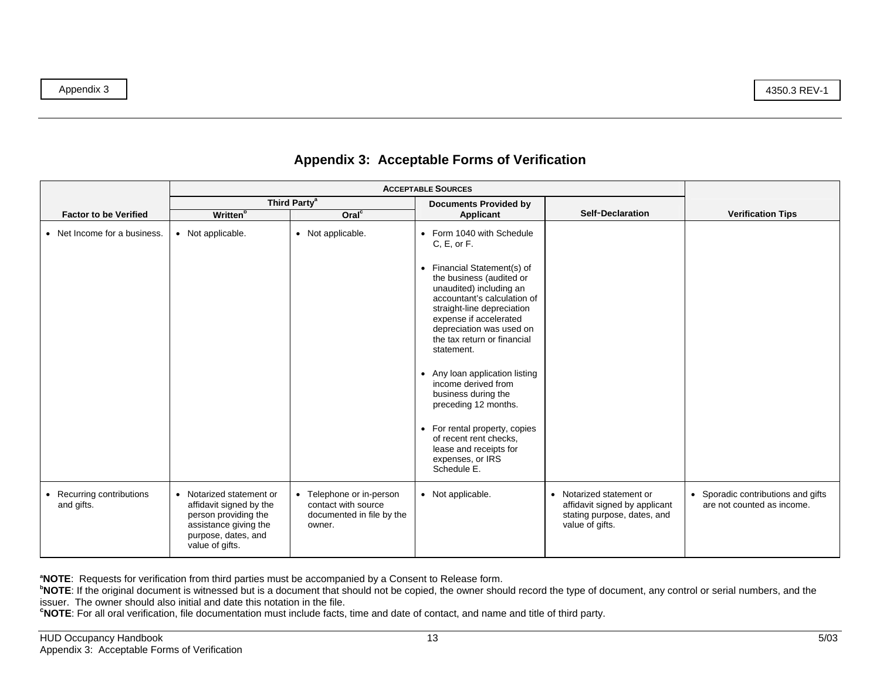# Appendix 3: Acceptable Forms of Verification

| Factor to be Verified | Acceptable Sources | | | | Verification Tips |
|---|---|---|---|---|---|
| | Third Party[a] | | Documents Provided by Applicant | Self-Declaration | |
| | Written[b] | Oral[c] | | | |
| • Net Income for a business. | • Not applicable. | • Not applicable. | • Form 1040 with Schedule C, E, or F.<br><br>• Financial Statement(s) of the business (audited or unaudited) including an accountant's calculation of straight-line depreciation expense if accelerated depreciation was used on the tax return or financial statement.<br><br>• Any loan application listing income derived from business during the preceding 12 months.<br><br>• For rental property, copies of recent rent checks, lease and receipts for expenses, or IRS Schedule E. | | |
| • Recurring contributions and gifts. | • Notarized statement or affidavit signed by the person providing the assistance giving the purpose, dates, and value of gifts. | • Telephone or in-person contact with source documented in file by the owner. | • Not applicable. | • Notarized statement or affidavit signed by applicant stating purpose, dates, and value of gifts. | • Sporadic contributions and gifts are not counted as income. |

[a]**NOTE**: Requests for verification from third parties must be accompanied by a Consent to Release form.
[b]**NOTE**: If the original document is witnessed but is a document that should not be copied, the owner should record the type of document, any control or serial numbers, and the issuer. The owner should also initial and date this notation in the file.
[c]**NOTE**: For all oral verification, file documentation must include facts, time and date of contact, and name and title of third party.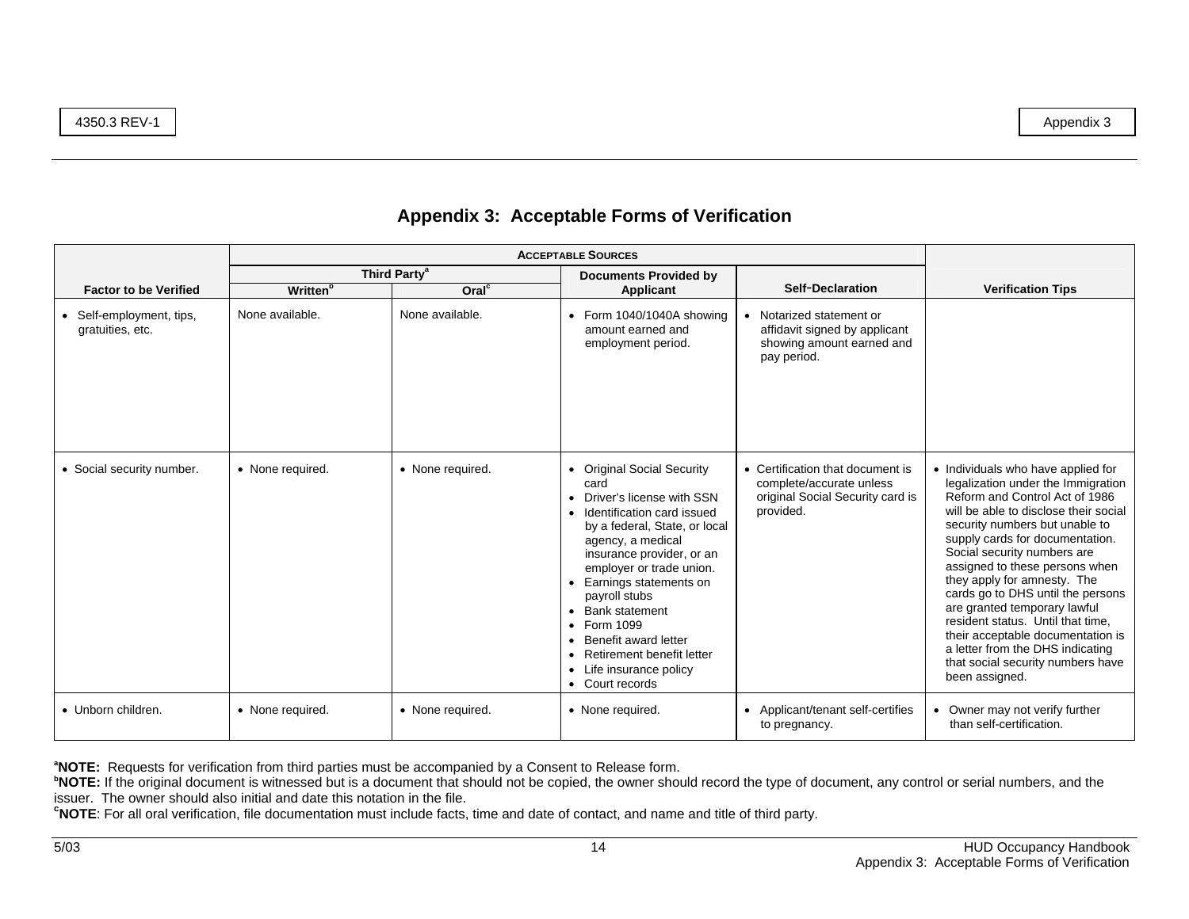# Appendix 3: Acceptable Forms of Verification

| Factor to be Verified | Acceptable Sources | | | | Verification Tips |
|---|---|---|---|---|---|
| | Third Party[a] | | Documents Provided by Applicant | Self-Declaration | |
| | Written[b] | Oral[c] | | | |
| • Self-employment, tips, gratuities, etc. | None available. | None available. | • Form 1040/1040A showing amount earned and employment period. | • Notarized statement or affidavit signed by applicant showing amount earned and pay period. | |
| • Social security number. | • None required. | • None required. | • Original Social Security card<br>• Driver's license with SSN<br>• Identification card issued by a federal, State, or local agency, a medical insurance provider, or an employer or trade union.<br>• Earnings statements on payroll stubs<br>• Bank statement<br>• Form 1099<br>• Benefit award letter<br>• Retirement benefit letter<br>• Life insurance policy<br>• Court records | • Certification that document is complete/accurate unless original Social Security card is provided. | • Individuals who have applied for legalization under the Immigration Reform and Control Act of 1986 will be able to disclose their social security numbers but unable to supply cards for documentation. Social security numbers are assigned to these persons when they apply for amnesty. The cards go to DHS until the persons are granted temporary lawful resident status. Until that time, their acceptable documentation is a letter from the DHS indicating that social security numbers have been assigned. |
| • Unborn children. | • None required. | • None required. | • None required. | • Applicant/tenant self-certifies to pregnancy. | • Owner may not verify further than self-certification. |

[a]**NOTE:** Requests for verification from third parties must be accompanied by a Consent to Release form.
[b]**NOTE:** If the original document is witnessed but is a document that should not be copied, the owner should record the type of document, any control or serial numbers, and the issuer. The owner should also initial and date this notation in the file.
[c]**NOTE**: For all oral verification, file documentation must include facts, time and date of contact, and name and title of third party.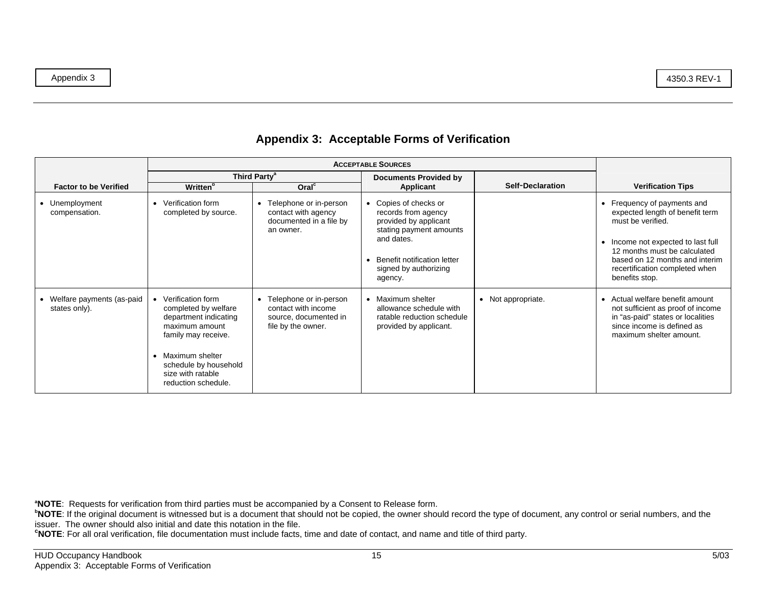## Appendix 3: Acceptable Forms of Verification

| Factor to be Verified | Acceptable Sources | | | | Verification Tips |
|---|---|---|---|---|---|
| | Third Party[a] | | Documents Provided by Applicant | Self-Declaration | |
| | Written[b] | Oral[c] | | | |
| • Unemployment compensation. | • Verification form completed by source. | • Telephone or in-person contact with agency documented in a file by an owner. | • Copies of checks or records from agency provided by applicant stating payment amounts and dates.<br>• Benefit notification letter signed by authorizing agency. | | • Frequency of payments and expected length of benefit term must be verified.<br>• Income not expected to last full 12 months must be calculated based on 12 months and interim recertification completed when benefits stop. |
| • Welfare payments (as-paid states only). | • Verification form completed by welfare department indicating maximum amount family may receive.<br>• Maximum shelter schedule by household size with ratable reduction schedule. | • Telephone or in-person contact with income source, documented in file by the owner. | • Maximum shelter allowance schedule with ratable reduction schedule provided by applicant. | • Not appropriate. | • Actual welfare benefit amount not sufficient as proof of income in "as-paid" states or localities since income is defined as maximum shelter amount. |

[a]**NOTE**: Requests for verification from third parties must be accompanied by a Consent to Release form.
[b]**NOTE**: If the original document is witnessed but is a document that should not be copied, the owner should record the type of document, any control or serial numbers, and the issuer. The owner should also initial and date this notation in the file.
[c]**NOTE**: For all oral verification, file documentation must include facts, time and date of contact, and name and title of third party.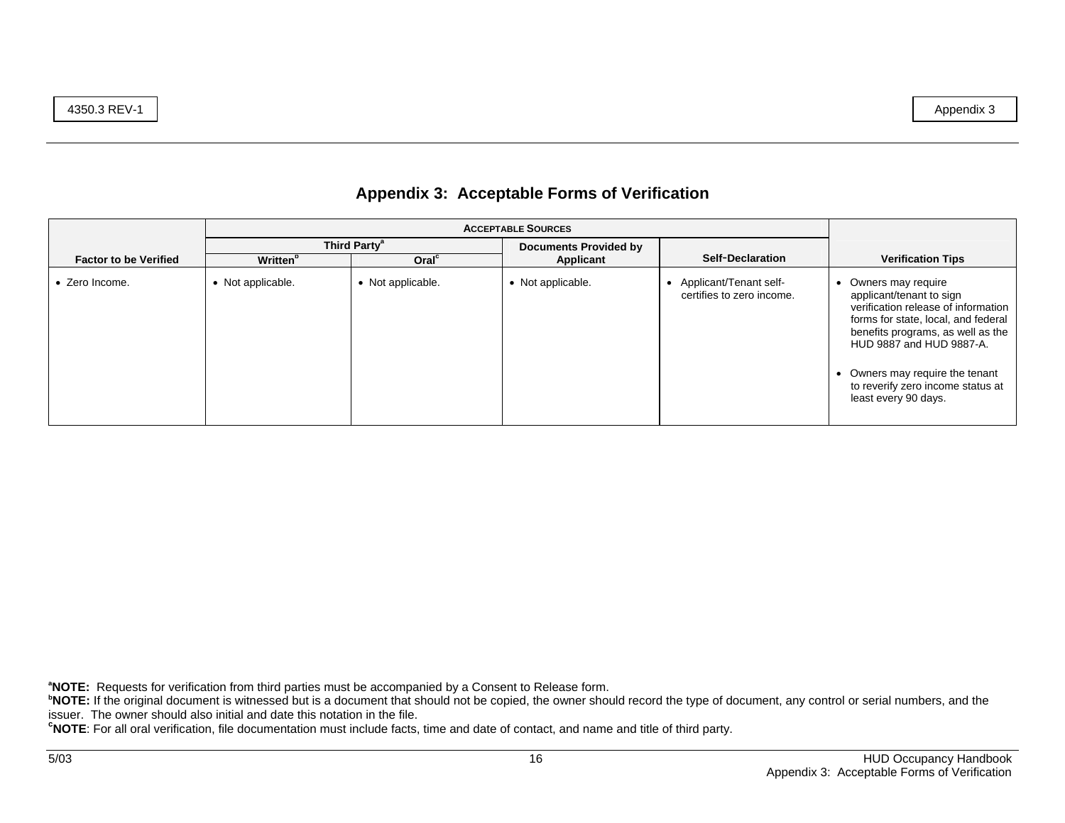# Appendix 3: Acceptable Forms of Verification

| Factor to be Verified | Acceptable Sources | | | | Verification Tips |
|---|---|---|---|---|---|
| | Third Party[a] | | Documents Provided by Applicant | Self-Declaration | |
| | Written[b] | Oral[c] | | | |
| • Zero Income. | • Not applicable. | • Not applicable. | • Not applicable. | • Applicant/Tenant self-certifies to zero income. | • Owners may require applicant/tenant to sign verification release of information forms for state, local, and federal benefits programs, as well as the HUD 9887 and HUD 9887-A.<br>• Owners may require the tenant to reverify zero income status at least every 90 days. |

[a]**NOTE:** Requests for verification from third parties must be accompanied by a Consent to Release form.
[b]**NOTE:** If the original document is witnessed but is a document that should not be copied, the owner should record the type of document, any control or serial numbers, and the issuer. The owner should also initial and date this notation in the file.
[c]**NOTE**: For all oral verification, file documentation must include facts, time and date of contact, and name and title of third party.